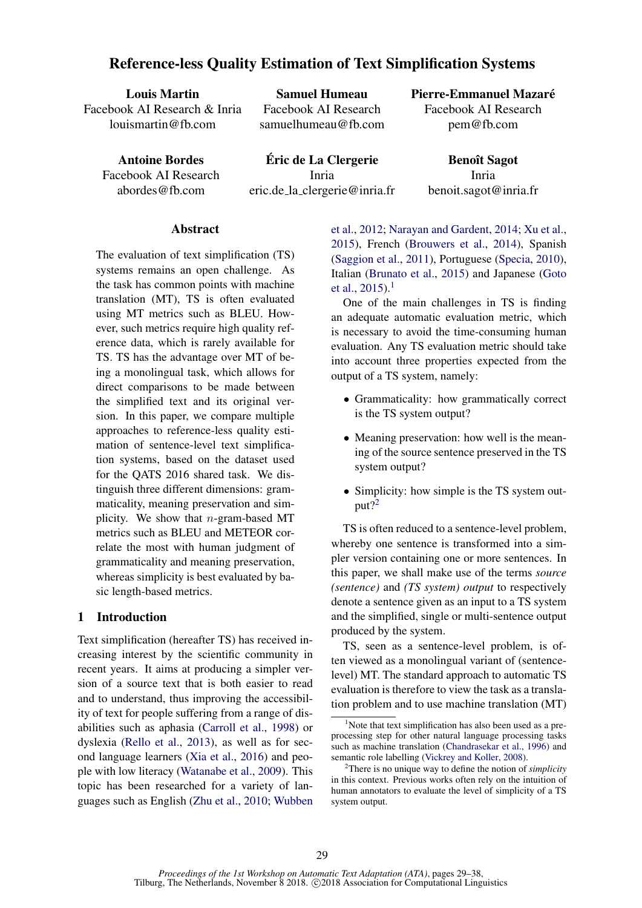# Reference-less Quality Estimation of Text Simplification Systems

**Louis Martin**
Facebook AI Research & Inria
louismartin@fb.com

**Samuel Humeau**
Facebook AI Research
samuelhumeau@fb.com

**Pierre-Emmanuel Mazaré**
Facebook AI Research
pem@fb.com

**Antoine Bordes**
Facebook AI Research
abordes@fb.com

**Éric de La Clergerie**
Inria
eric.de_la_clergerie@inria.fr

**Benoît Sagot**
Inria
benoit.sagot@inria.fr

## Abstract

The evaluation of text simplification (TS) systems remains an open challenge. As the task has common points with machine translation (MT), TS is often evaluated using MT metrics such as BLEU. However, such metrics require high quality reference data, which is rarely available for TS. TS has the advantage over MT of being a monolingual task, which allows for direct comparisons to be made between the simplified text and its original version. In this paper, we compare multiple approaches to reference-less quality estimation of sentence-level text simplification systems, based on the dataset used for the QATS 2016 shared task. We distinguish three different dimensions: grammaticality, meaning preservation and simplicity. We show that $n$-gram-based MT metrics such as BLEU and METEOR correlate the most with human judgment of grammaticality and meaning preservation, whereas simplicity is best evaluated by basic length-based metrics.

## 1 Introduction

Text simplification (hereafter TS) has received increasing interest by the scientific community in recent years. It aims at producing a simpler version of a source text that is both easier to read and to understand, thus improving the accessibility of text for people suffering from a range of disabilities such as aphasia (Carroll et al., 1998) or dyslexia (Rello et al., 2013), as well as for second language learners (Xia et al., 2016) and people with low literacy (Watanabe et al., 2009). This topic has been researched for a variety of languages such as English (Zhu et al., 2010; Wubben et al., 2012; Narayan and Gardent, 2014; Xu et al., 2015), French (Brouwers et al., 2014), Spanish (Saggion et al., 2011), Portuguese (Specia, 2010), Italian (Brunato et al., 2015) and Japanese (Goto et al., 2015).[1]

One of the main challenges in TS is finding an adequate automatic evaluation metric, which is necessary to avoid the time-consuming human evaluation. Any TS evaluation metric should take into account three properties expected from the output of a TS system, namely:

- Grammaticality: how grammatically correct is the TS system output?
- Meaning preservation: how well is the meaning of the source sentence preserved in the TS system output?
- Simplicity: how simple is the TS system output?[2]

TS is often reduced to a sentence-level problem, whereby one sentence is transformed into a simpler version containing one or more sentences. In this paper, we shall make use of the terms *source (sentence)* and *(TS system) output* to respectively denote a sentence given as an input to a TS system and the simplified, single or multi-sentence output produced by the system.

TS, seen as a sentence-level problem, is often viewed as a monolingual variant of (sentence-level) MT. The standard approach to automatic TS evaluation is therefore to view the task as a translation problem and to use machine translation (MT)

[1] Note that text simplification has also been used as a pre-processing step for other natural language processing tasks such as machine translation (Chandrasekar et al., 1996) and semantic role labelling (Vickrey and Koller, 2008).

[2] There is no unique way to define the notion of *simplicity* in this context. Previous works often rely on the intuition of human annotators to evaluate the level of simplicity of a TS system output.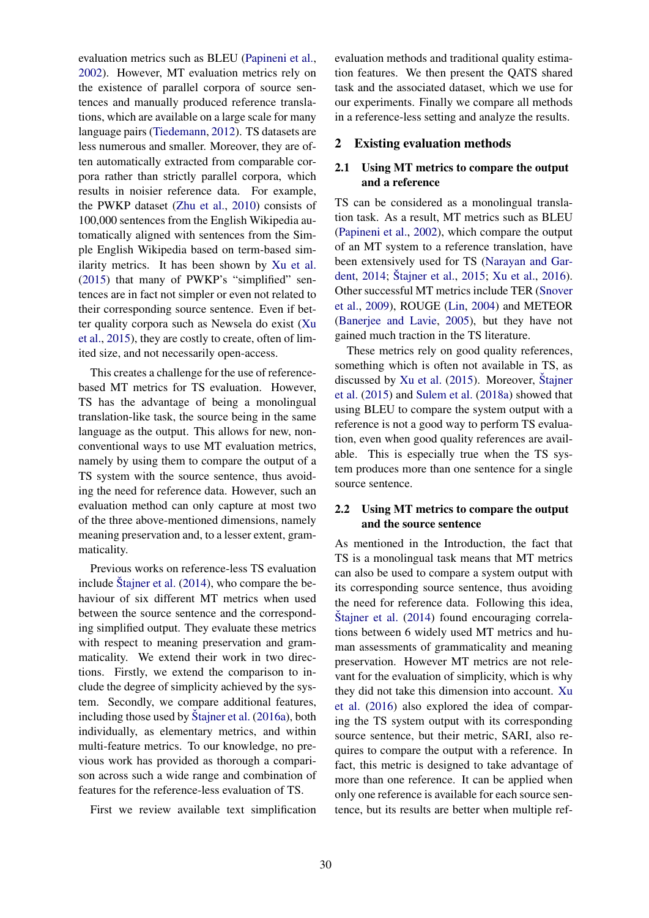evaluation metrics such as BLEU (Papineni et al., 2002). However, MT evaluation metrics rely on the existence of parallel corpora of source sentences and manually produced reference translations, which are available on a large scale for many language pairs (Tiedemann, 2012). TS datasets are less numerous and smaller. Moreover, they are often automatically extracted from comparable corpora rather than strictly parallel corpora, which results in noisier reference data. For example, the PWKP dataset (Zhu et al., 2010) consists of 100,000 sentences from the English Wikipedia automatically aligned with sentences from the Simple English Wikipedia based on term-based similarity metrics. It has been shown by Xu et al. (2015) that many of PWKP's "simplified" sentences are in fact not simpler or even not related to their corresponding source sentence. Even if better quality corpora such as Newsela do exist (Xu et al., 2015), they are costly to create, often of limited size, and not necessarily open-access.

This creates a challenge for the use of reference-based MT metrics for TS evaluation. However, TS has the advantage of being a monolingual translation-like task, the source being in the same language as the output. This allows for new, non-conventional ways to use MT evaluation metrics, namely by using them to compare the output of a TS system with the source sentence, thus avoiding the need for reference data. However, such an evaluation method can only capture at most two of the three above-mentioned dimensions, namely meaning preservation and, to a lesser extent, grammaticality.

Previous works on reference-less TS evaluation include Štajner et al. (2014), who compare the behaviour of six different MT metrics when used between the source sentence and the corresponding simplified output. They evaluate these metrics with respect to meaning preservation and grammaticality. We extend their work in two directions. Firstly, we extend the comparison to include the degree of simplicity achieved by the system. Secondly, we compare additional features, including those used by Štajner et al. (2016a), both individually, as elementary metrics, and within multi-feature metrics. To our knowledge, no previous work has provided as thorough a comparison across such a wide range and combination of features for the reference-less evaluation of TS.

First we review available text simplification evaluation methods and traditional quality estimation features. We then present the QATS shared task and the associated dataset, which we use for our experiments. Finally we compare all methods in a reference-less setting and analyze the results.

## 2 Existing evaluation methods

### 2.1 Using MT metrics to compare the output and a reference

TS can be considered as a monolingual translation task. As a result, MT metrics such as BLEU (Papineni et al., 2002), which compare the output of an MT system to a reference translation, have been extensively used for TS (Narayan and Gardent, 2014; Štajner et al., 2015; Xu et al., 2016). Other successful MT metrics include TER (Snover et al., 2009), ROUGE (Lin, 2004) and METEOR (Banerjee and Lavie, 2005), but they have not gained much traction in the TS literature.

These metrics rely on good quality references, something which is often not available in TS, as discussed by Xu et al. (2015). Moreover, Štajner et al. (2015) and Sulem et al. (2018a) showed that using BLEU to compare the system output with a reference is not a good way to perform TS evaluation, even when good quality references are available. This is especially true when the TS system produces more than one sentence for a single source sentence.

### 2.2 Using MT metrics to compare the output and the source sentence

As mentioned in the Introduction, the fact that TS is a monolingual task means that MT metrics can also be used to compare a system output with its corresponding source sentence, thus avoiding the need for reference data. Following this idea, Štajner et al. (2014) found encouraging correlations between 6 widely used MT metrics and human assessments of grammaticality and meaning preservation. However MT metrics are not relevant for the evaluation of simplicity, which is why they did not take this dimension into account. Xu et al. (2016) also explored the idea of comparing the TS system output with its corresponding source sentence, but their metric, SARI, also requires to compare the output with a reference. In fact, this metric is designed to take advantage of more than one reference. It can be applied when only one reference is available for each source sentence, but its results are better when multiple ref-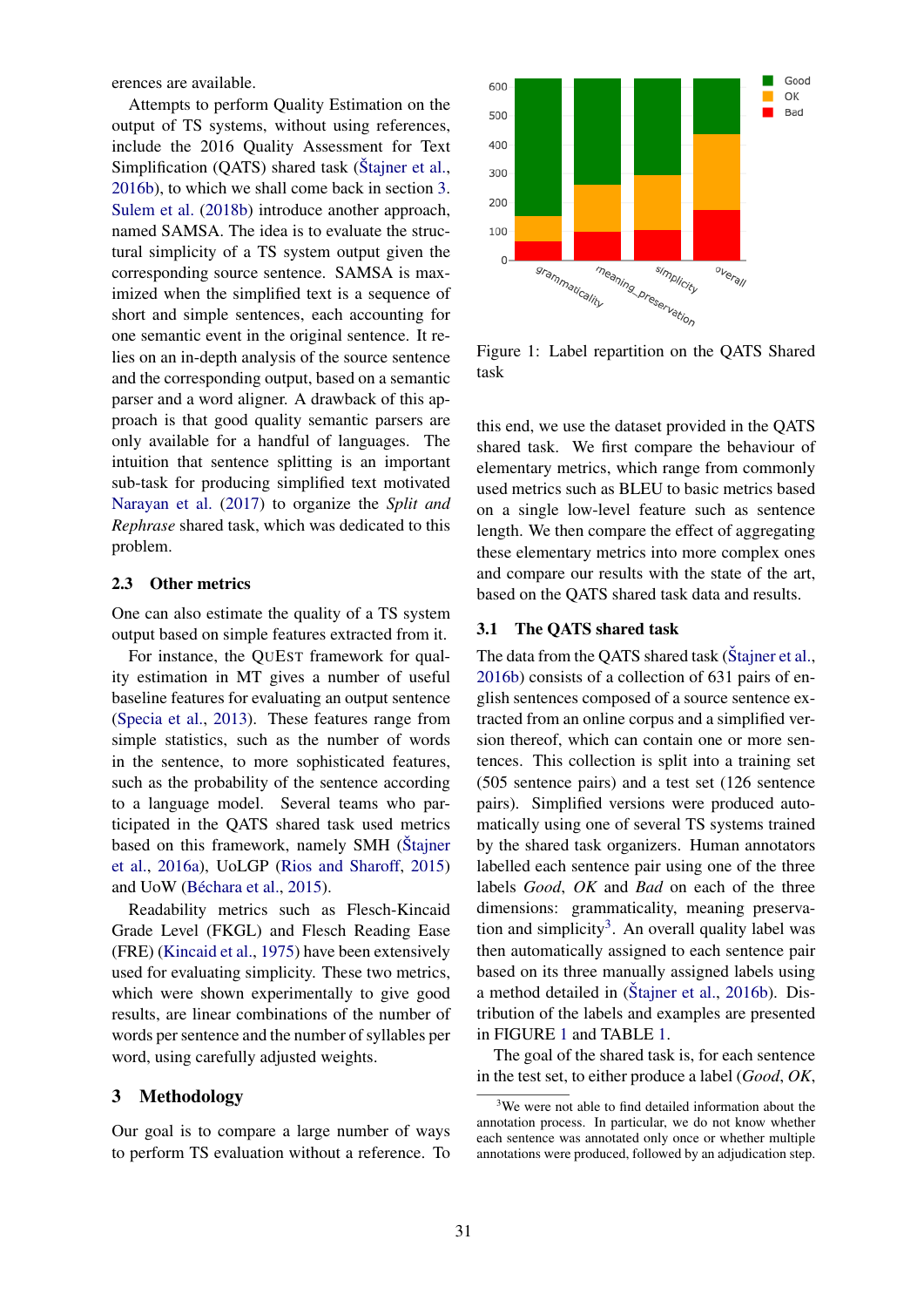erences are available.

Attempts to perform Quality Estimation on the output of TS systems, without using references, include the 2016 Quality Assessment for Text Simplification (QATS) shared task (Štajner et al., 2016b), to which we shall come back in section 3. Sulem et al. (2018b) introduce another approach, named SAMSA. The idea is to evaluate the structural simplicity of a TS system output given the corresponding source sentence. SAMSA is maximized when the simplified text is a sequence of short and simple sentences, each accounting for one semantic event in the original sentence. It relies on an in-depth analysis of the source sentence and the corresponding output, based on a semantic parser and a word aligner. A drawback of this approach is that good quality semantic parsers are only available for a handful of languages. The intuition that sentence splitting is an important sub-task for producing simplified text motivated Narayan et al. (2017) to organize the *Split and Rephrase* shared task, which was dedicated to this problem.

### 2.3 Other metrics

One can also estimate the quality of a TS system output based on simple features extracted from it.

For instance, the QuEst framework for quality estimation in MT gives a number of useful baseline features for evaluating an output sentence (Specia et al., 2013). These features range from simple statistics, such as the number of words in the sentence, to more sophisticated features, such as the probability of the sentence according to a language model. Several teams who participated in the QATS shared task used metrics based on this framework, namely SMH (Štajner et al., 2016a), UoLGP (Rios and Sharoff, 2015) and UoW (Béchara et al., 2015).

Readability metrics such as Flesch-Kincaid Grade Level (FKGL) and Flesch Reading Ease (FRE) (Kincaid et al., 1975) have been extensively used for evaluating simplicity. These two metrics, which were shown experimentally to give good results, are linear combinations of the number of words per sentence and the number of syllables per word, using carefully adjusted weights.

## 3 Methodology

Our goal is to compare a large number of ways to perform TS evaluation without a reference. To this end, we use the dataset provided in the QATS shared task. We first compare the behaviour of elementary metrics, which range from commonly used metrics such as BLEU to basic metrics based on a single low-level feature such as sentence length. We then compare the effect of aggregating these elementary metrics into more complex ones and compare our results with the state of the art, based on the QATS shared task data and results.

Figure 1: Label repartition on the QATS Shared task

### 3.1 The QATS shared task

The data from the QATS shared task (Štajner et al., 2016b) consists of a collection of 631 pairs of english sentences composed of a source sentence extracted from an online corpus and a simplified version thereof, which can contain one or more sentences. This collection is split into a training set (505 sentence pairs) and a test set (126 sentence pairs). Simplified versions were produced automatically using one of several TS systems trained by the shared task organizers. Human annotators labelled each sentence pair using one of the three labels *Good*, *OK* and *Bad* on each of the three dimensions: grammaticality, meaning preservation and simplicity[3]. An overall quality label was then automatically assigned to each sentence pair based on its three manually assigned labels using a method detailed in (Štajner et al., 2016b). Distribution of the labels and examples are presented in FIGURE 1 and TABLE 1.

The goal of the shared task is, for each sentence in the test set, to either produce a label (*Good*, *OK*,

[3] We were not able to find detailed information about the annotation process. In particular, we do not know whether each sentence was annotated only once or whether multiple annotations were produced, followed by an adjudication step.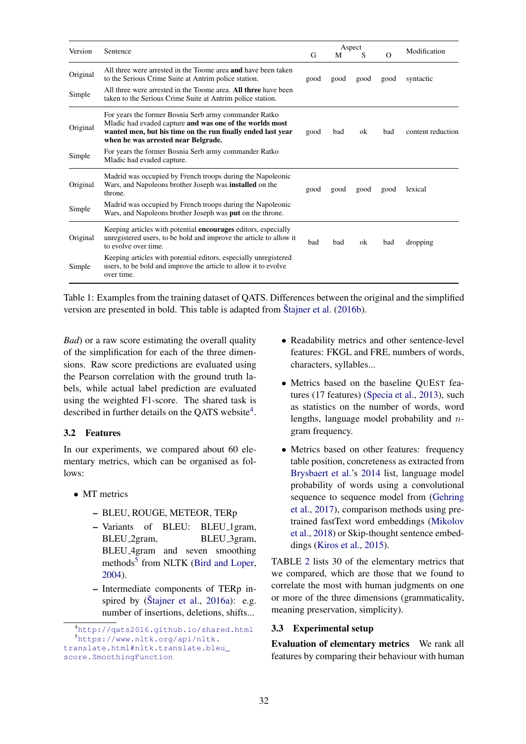| Version | Sentence | Aspect | | | | Modification |
|---|---|---|---|---|---|---|
| | | G | M | S | O | |
| Original | All three were arrested in the Toome area **and** have been taken to the Serious Crime Suite at Antrim police station. | good | good | good | good | syntactic |
| Simple | All three were arrested in the Toome area. **All three** have been taken to the Serious Crime Suite at Antrim police station. | | | | | |
| Original | For years the former Bosnia Serb army commander Ratko Mladic had evaded capture **and was one of the worlds most wanted men, but his time on the run finally ended last year when he was arrested near Belgrade.** | good | bad | ok | bad | content reduction |
| Simple | For years the former Bosnia Serb army commander Ratko Mladic had evaded capture. | | | | | |
| Original | Madrid was occupied by French troops during the Napoleonic Wars, and Napoleons brother Joseph was **installed** on the throne. | good | good | good | good | lexical |
| Simple | Madrid was occupied by French troops during the Napoleonic Wars, and Napoleons brother Joseph was **put** on the throne. | | | | | |
| Original | Keeping articles with potential **encourages** editors, especially unregistered users, to be bold and improve the article to allow it to evolve over time. | bad | bad | ok | bad | dropping |
| Simple | Keeping articles with potential editors, especially unregistered users, to be bold and improve the article to allow it to evolve over time. | | | | | |

Table 1: Examples from the training dataset of QATS. Differences between the original and the simplified version are presented in bold. This table is adapted from Štajner et al. (2016b).

*Bad*) or a raw score estimating the overall quality of the simplification for each of the three dimensions. Raw score predictions are evaluated using the Pearson correlation with the ground truth labels, while actual label prediction are evaluated using the weighted F1-score. The shared task is described in further details on the QATS website[4].

## 3.2 Features

In our experiments, we compared about 60 elementary metrics, which can be organised as follows:

- MT metrics
  - BLEU, ROUGE, METEOR, TERp
  - Variants of BLEU: BLEU_1gram, BLEU_2gram, BLEU_3gram, BLEU_4gram and seven smoothing methods[5] from NLTK (Bird and Loper, 2004).
  - Intermediate components of TERp inspired by (Štajner et al., 2016a): e.g. number of insertions, deletions, shifts...
- Readability metrics and other sentence-level features: FKGL and FRE, numbers of words, characters, syllables...
- Metrics based on the baseline QuEst features (17 features) (Specia et al., 2013), such as statistics on the number of words, word lengths, language model probability and $n$-gram frequency.
- Metrics based on other features: frequency table position, concreteness as extracted from Brysbaert et al.'s 2014 list, language model probability of words using a convolutional sequence to sequence model from (Gehring et al., 2017), comparison methods using pre-trained fastText word embeddings (Mikolov et al., 2018) or Skip-thought sentence embeddings (Kiros et al., 2015).

TABLE 2 lists 30 of the elementary metrics that we compared, which are those that we found to correlate the most with human judgments on one or more of the three dimensions (grammaticality, meaning preservation, simplicity).

## 3.3 Experimental setup

**Evaluation of elementary metrics** We rank all features by comparing their behaviour with human

[4] http://qats2016.github.io/shared.html

[5] https://www.nltk.org/api/nltk.translate.html#nltk.translate.bleu_score.SmoothingFunction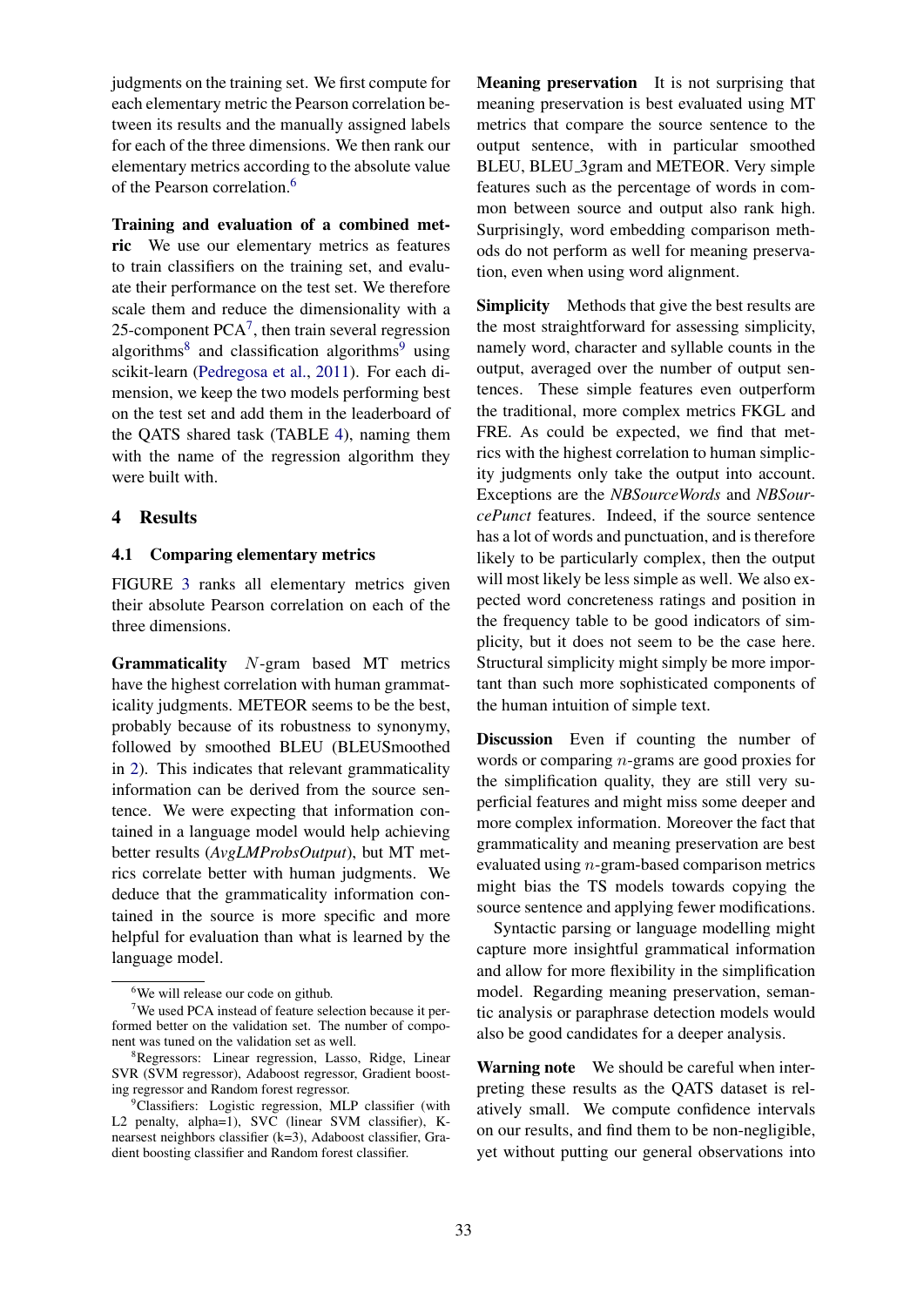judgments on the training set. We first compute for each elementary metric the Pearson correlation between its results and the manually assigned labels for each of the three dimensions. We then rank our elementary metrics according to the absolute value of the Pearson correlation.[6]

**Training and evaluation of a combined metric** We use our elementary metrics as features to train classifiers on the training set, and evaluate their performance on the test set. We therefore scale them and reduce the dimensionality with a 25-component PCA[7], then train several regression algorithms[8] and classification algorithms[9] using scikit-learn (Pedregosa et al., 2011). For each dimension, we keep the two models performing best on the test set and add them in the leaderboard of the QATS shared task (TABLE 4), naming them with the name of the regression algorithm they were built with.

## 4 Results

### 4.1 Comparing elementary metrics

FIGURE 3 ranks all elementary metrics given their absolute Pearson correlation on each of the three dimensions.

**Grammaticality** $N$-gram based MT metrics have the highest correlation with human grammaticality judgments. METEOR seems to be the best, probably because of its robustness to synonymy, followed by smoothed BLEU (BLEUSmoothed in 2). This indicates that relevant grammaticality information can be derived from the source sentence. We were expecting that information contained in a language model would help achieving better results (*AvgLMProbsOutput*), but MT metrics correlate better with human judgments. We deduce that the grammaticality information contained in the source is more specific and more helpful for evaluation than what is learned by the language model.

**Meaning preservation** It is not surprising that meaning preservation is best evaluated using MT metrics that compare the source sentence to the output sentence, with in particular smoothed BLEU, BLEU_3gram and METEOR. Very simple features such as the percentage of words in common between source and output also rank high. Surprisingly, word embedding comparison methods do not perform as well for meaning preservation, even when using word alignment.

**Simplicity** Methods that give the best results are the most straightforward for assessing simplicity, namely word, character and syllable counts in the output, averaged over the number of output sentences. These simple features even outperform the traditional, more complex metrics FKGL and FRE. As could be expected, we find that metrics with the highest correlation to human simplicity judgments only take the output into account. Exceptions are the *NBSourceWords* and *NBSourcePunct* features. Indeed, if the source sentence has a lot of words and punctuation, and is therefore likely to be particularly complex, then the output will most likely be less simple as well. We also expected word concreteness ratings and position in the frequency table to be good indicators of simplicity, but it does not seem to be the case here. Structural simplicity might simply be more important than such more sophisticated components of the human intuition of simple text.

**Discussion** Even if counting the number of words or comparing $n$-grams are good proxies for the simplification quality, they are still very superficial features and might miss some deeper and more complex information. Moreover the fact that grammaticality and meaning preservation are best evaluated using $n$-gram-based comparison metrics might bias the TS models towards copying the source sentence and applying fewer modifications.

Syntactic parsing or language modelling might capture more insightful grammatical information and allow for more flexibility in the simplification model. Regarding meaning preservation, semantic analysis or paraphrase detection models would also be good candidates for a deeper analysis.

**Warning note** We should be careful when interpreting these results as the QATS dataset is relatively small. We compute confidence intervals on our results, and find them to be non-negligible, yet without putting our general observations into

---

[6] We will release our code on github.

[7] We used PCA instead of feature selection because it performed better on the validation set. The number of component was tuned on the validation set as well.

[8] Regressors: Linear regression, Lasso, Ridge, Linear SVR (SVM regressor), Adaboost regressor, Gradient boosting regressor and Random forest regressor.

[9] Classifiers: Logistic regression, MLP classifier (with L2 penalty, alpha=1), SVC (linear SVM classifier), K-nearsest neighbors classifier (k=3), Adaboost classifier, Gradient boosting classifier and Random forest classifier.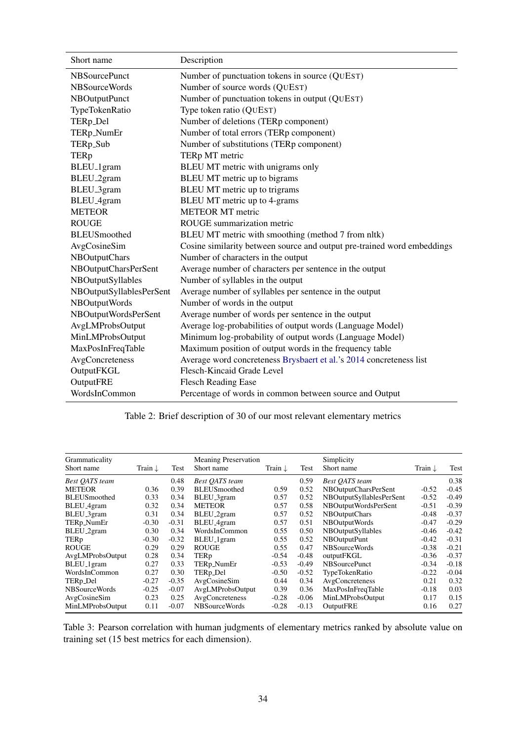| Short name | Description |
|---|---|
| NBSourcePunct | Number of punctuation tokens in source (QUEST) |
| NBSourceWords | Number of source words (QUEST) |
| NBOutputPunct | Number of punctuation tokens in output (QUEST) |
| TypeTokenRatio | Type token ratio (QUEST) |
| TERp_Del | Number of deletions (TERp component) |
| TERp_NumEr | Number of total errors (TERp component) |
| TERp_Sub | Number of substitutions (TERp component) |
| TERp | TERp MT metric |
| BLEU_1gram | BLEU MT metric with unigrams only |
| BLEU_2gram | BLEU MT metric up to bigrams |
| BLEU_3gram | BLEU MT metric up to trigrams |
| BLEU_4gram | BLEU MT metric up to 4-grams |
| METEOR | METEOR MT metric |
| ROUGE | ROUGE summarization metric |
| BLEUSmoothed | BLEU MT metric with smoothing (method 7 from nltk) |
| AvgCosineSim | Cosine similarity between source and output pre-trained word embeddings |
| NBOutputChars | Number of characters in the output |
| NBOutputCharsPerSent | Average number of characters per sentence in the output |
| NBOutputSyllables | Number of syllables in the output |
| NBOutputSyllablesPerSent | Average number of syllables per sentence in the output |
| NBOutputWords | Number of words in the output |
| NBOutputWordsPerSent | Average number of words per sentence in the output |
| AvgLMProbsOutput | Average log-probabilities of output words (Language Model) |
| MinLMProbsOutput | Minimum log-probability of output words (Language Model) |
| MaxPosInFreqTable | Maximum position of output words in the frequency table |
| AvgConcreteness | Average word concreteness Brysbaert et al.'s 2014 concreteness list |
| OutputFKGL | Flesch-Kincaid Grade Level |
| OutputFRE | Flesch Reading Ease |
| WordsInCommon | Percentage of words in common between source and Output |

Table 2: Brief description of 30 of our most relevant elementary metrics

| Grammaticality | | | Meaning Preservation | | | Simplicity | | |
|---|---|---|---|---|---|---|---|---|
| Short name | Train ↓ | Test | Short name | Train ↓ | Test | Short name | Train ↓ | Test |
| *Best QATS team* | | 0.48 | *Best QATS team* | | 0.59 | *Best QATS team* | | 0.38 |
| METEOR | 0.36 | 0.39 | BLEUSmoothed | 0.59 | 0.52 | NBOutputCharsPerSent | -0.52 | -0.45 |
| BLEUSmoothed | 0.33 | 0.34 | BLEU_3gram | 0.57 | 0.52 | NBOutputSyllablesPerSent | -0.52 | -0.49 |
| BLEU_4gram | 0.32 | 0.34 | METEOR | 0.57 | 0.58 | NBOutputWordsPerSent | -0.51 | -0.39 |
| BLEU_3gram | 0.31 | 0.34 | BLEU_2gram | 0.57 | 0.52 | NBOutputChars | -0.48 | -0.37 |
| TERp_NumEr | -0.30 | -0.31 | BLEU_4gram | 0.57 | 0.51 | NBOutputWords | -0.47 | -0.29 |
| BLEU_2gram | 0.30 | 0.34 | NBOutputCommon | 0.55 | 0.50 | NBOutputSyllables | -0.46 | -0.42 |
| TERp | -0.30 | -0.32 | BLEU_1gram | 0.55 | 0.52 | NBOutputPunt | -0.42 | -0.31 |
| ROUGE | 0.29 | 0.29 | ROUGE | 0.55 | 0.47 | NBSourceWords | -0.38 | -0.21 |
| AvgLMProbsOutput | 0.28 | 0.34 | TERp | -0.54 | -0.48 | outputFKGL | -0.36 | -0.37 |
| BLEU_1gram | 0.27 | 0.33 | TERp_NumEr | -0.53 | -0.49 | NBSourcePunct | -0.34 | -0.18 |
| WordsInCommon | 0.27 | 0.30 | WordsInCommon | -0.50 | -0.52 | TypeTokenRatio | -0.22 | -0.04 |
| TERp_Del | -0.27 | -0.35 | AvgCosineSim | 0.44 | 0.34 | AvgConcreteness | 0.21 | 0.32 |
| NBSourceWords | -0.25 | -0.07 | AvgLMProbsOutput | 0.39 | 0.36 | MaxPosInFreqTable | -0.18 | 0.03 |
| AvgCosineSim | 0.23 | 0.25 | AvgConcreteness | -0.28 | -0.06 | MinLMProbsOutput | 0.17 | 0.15 |
| MinLMProbsOutput | 0.11 | -0.07 | NBSourceWords | -0.28 | -0.13 | OutputFRE | 0.16 | 0.27 |

Table 3: Pearson correlation with human judgments of elementary metrics ranked by absolute value on training set (15 best metrics for each dimension).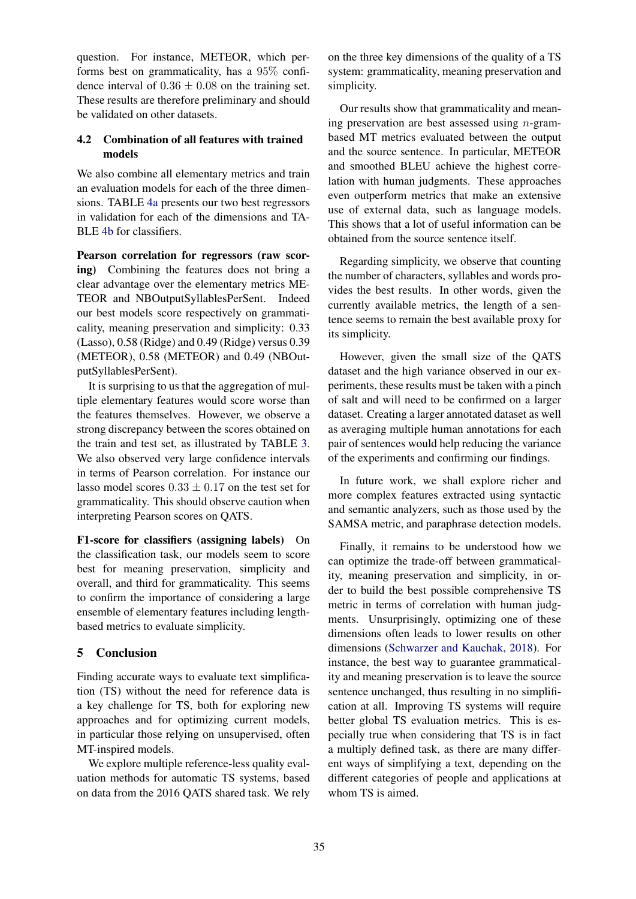question. For instance, METEOR, which performs best on grammaticality, has a 95% confidence interval of $0.36 \pm 0.08$ on the training set. These results are therefore preliminary and should be validated on other datasets.

### 4.2 Combination of all features with trained models

We also combine all elementary metrics and train an evaluation models for each of the three dimensions. TABLE 4a presents our two best regressors in validation for each of the dimensions and TABLE 4b for classifiers.

**Pearson correlation for regressors (raw scoring)** Combining the features does not bring a clear advantage over the elementary metrics METEOR and NBOutputSyllablesPerSent. Indeed our best models score respectively on grammaticality, meaning preservation and simplicity: 0.33 (Lasso), 0.58 (Ridge) and 0.49 (Ridge) versus 0.39 (METEOR), 0.58 (METEOR) and 0.49 (NBOutputSyllablesPerSent).

It is surprising to us that the aggregation of multiple elementary features would score worse than the features themselves. However, we observe a strong discrepancy between the scores obtained on the train and test set, as illustrated by TABLE 3. We also observed very large confidence intervals in terms of Pearson correlation. For instance our lasso model scores $0.33 \pm 0.17$ on the test set for grammaticality. This should observe caution when interpreting Pearson scores on QATS.

**F1-score for classifiers (assigning labels)** On the classification task, our models seem to score best for meaning preservation, simplicity and overall, and third for grammaticality. This seems to confirm the importance of considering a large ensemble of elementary features including length-based metrics to evaluate simplicity.

## 5 Conclusion

Finding accurate ways to evaluate text simplification (TS) without the need for reference data is a key challenge for TS, both for exploring new approaches and for optimizing current models, in particular those relying on unsupervised, often MT-inspired models.

We explore multiple reference-less quality evaluation methods for automatic TS systems, based on data from the 2016 QATS shared task. We rely on the three key dimensions of the quality of a TS system: grammaticality, meaning preservation and simplicity.

Our results show that grammaticality and meaning preservation are best assessed using $n$-gram-based MT metrics evaluated between the output and the source sentence. In particular, METEOR and smoothed BLEU achieve the highest correlation with human judgments. These approaches even outperform metrics that make an extensive use of external data, such as language models. This shows that a lot of useful information can be obtained from the source sentence itself.

Regarding simplicity, we observe that counting the number of characters, syllables and words provides the best results. In other words, given the currently available metrics, the length of a sentence seems to remain the best available proxy for its simplicity.

However, given the small size of the QATS dataset and the high variance observed in our experiments, these results must be taken with a pinch of salt and will need to be confirmed on a larger dataset. Creating a larger annotated dataset as well as averaging multiple human annotations for each pair of sentences would help reducing the variance of the experiments and confirming our findings.

In future work, we shall explore richer and more complex features extracted using syntactic and semantic analyzers, such as those used by the SAMSA metric, and paraphrase detection models.

Finally, it remains to be understood how we can optimize the trade-off between grammaticality, meaning preservation and simplicity, in order to build the best possible comprehensive TS metric in terms of correlation with human judgments. Unsurprisingly, optimizing one of these dimensions often leads to lower results on other dimensions (Schwarzer and Kauchak, 2018). For instance, the best way to guarantee grammaticality and meaning preservation is to leave the source sentence unchanged, thus resulting in no simplification at all. Improving TS systems will require better global TS evaluation metrics. This is especially true when considering that TS is in fact a multiply defined task, as there are many different ways of simplifying a text, depending on the different categories of people and applications at whom TS is aimed.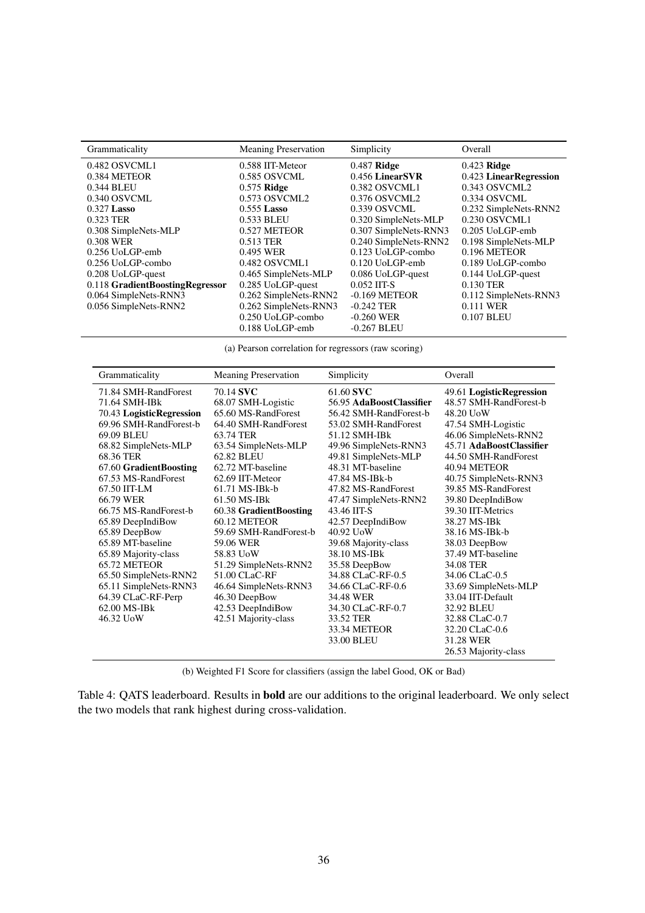| Grammaticality | Meaning Preservation | Simplicity | Overall |
|---|---|---|---|
| 0.482 OSVCML1 | 0.588 IIT-Meteor | 0.487 **Ridge** | 0.423 **Ridge** |
| 0.384 METEOR | 0.585 OSVCML | 0.456 **LinearSVR** | 0.423 **LinearRegression** |
| 0.344 BLEU | 0.575 **Ridge** | 0.382 OSVCML1 | 0.343 OSVCML2 |
| 0.340 OSVCML | 0.573 OSVCML2 | 0.376 OSVCML2 | 0.334 OSVCML |
| 0.327 **Lasso** | 0.555 **Lasso** | 0.339 OSVCML | 0.232 SimpleNets-RNN2 |
| 0.323 TER | 0.533 BLEU | 0.320 SimpleNets-MLP | 0.230 OSVCML1 |
| 0.308 SimpleNets-MLP | 0.527 METEOR | 0.307 SimpleNets-RNN3 | 0.205 UoLGP-emb |
| 0.308 WER | 0.513 TER | 0.240 SimpleNets-RNN2 | 0.198 SimpleNets-MLP |
| 0.256 UoLGP-emb | 0.495 WER | 0.123 UoLGP-combo | 0.196 METEOR |
| 0.256 UoLGP-combo | 0.482 OSVCML1 | 0.120 UoLGP-emb | 0.189 UoLGP-combo |
| 0.208 UoLGP-quest | 0.465 SimpleNets-MLP | 0.086 UoLGP-quest | 0.144 UoLGP-quest |
| 0.118 **GradientBoostingRegressor** | 0.285 UoLGP-quest | 0.052 IIT-S | 0.130 TER |
| 0.064 SimpleNets-RNN3 | 0.262 SimpleNets-RNN2 | -0.169 METEOR | 0.112 SimpleNets-RNN3 |
| 0.056 SimpleNets-RNN2 | 0.262 SimpleNets-RNN3 | -0.242 TER | 0.111 WER |
| | 0.250 UoLGP-combo | -0.260 WER | 0.107 BLEU |
| | 0.188 UoLGP-emb | -0.267 BLEU | |

(a) Pearson correlation for regressors (raw scoring)

| Grammaticality | Meaning Preservation | Simplicity | Overall |
|---|---|---|---|
| 71.84 SMH-RandForest | 70.14 **SVC** | 61.60 **SVC** | 49.61 **LogisticRegression** |
| 71.64 SMH-IBk | 68.07 SMH-Logistic | 56.95 **AdaBoostClassifier** | 48.57 SMH-RandForest-b |
| 70.43 **LogisticRegression** | 65.60 MS-RandForest | 56.42 SMH-RandForest-b | 48.20 UoW |
| 69.96 SMH-RandForest-b | 64.40 SMH-RandForest | 53.02 SMH-RandForest | 47.54 SMH-Logistic |
| 69.09 BLEU | 63.74 TER | 51.12 SMH-IBk | 46.06 SimpleNets-RNN2 |
| 68.82 SimpleNets-MLP | 63.54 SimpleNets-MLP | 49.96 SimpleNets-RNN3 | 45.71 **AdaBoostClassifier** |
| 68.36 TER | 62.82 BLEU | 49.81 SimpleNets-MLP | 44.50 SMH-RandForest |
| 67.60 **GradientBoosting** | 62.72 MT-baseline | 48.31 MT-baseline | 40.94 METEOR |
| 67.53 MS-RandForest | 62.69 IIT-Meteor | 47.84 MS-IBk-b | 40.75 SimpleNets-RNN3 |
| 67.50 IIT-LM | 61.71 MS-IBk-b | 47.82 MS-RandForest | 39.85 MS-RandForest |
| 66.79 WER | 61.50 MS-IBk | 47.47 SimpleNets-RNN2 | 39.80 DeepIndiBow |
| 66.75 MS-RandForest-b | 60.38 **GradientBoosting** | 43.46 IIT-S | 39.30 IIT-Metrics |
| 65.89 DeepIndiBow | 60.12 METEOR | 42.57 DeepIndiBow | 38.27 MS-IBk |
| 65.89 DeepBow | 59.69 SMH-RandForest-b | 40.92 UoW | 38.16 MS-IBk-b |
| 65.89 MT-baseline | 59.06 WER | 39.68 Majority-class | 38.03 DeepBow |
| 65.89 Majority-class | 58.83 UoW | 38.10 MS-IBk | 37.49 MT-baseline |
| 65.72 METEOR | 51.29 SimpleNets-RNN2 | 35.58 DeepBow | 34.08 TER |
| 65.50 SimpleNets-RNN2 | 51.00 CLaC-RF | 34.88 CLaC-RF-0.5 | 34.06 CLaC-0.5 |
| 65.11 SimpleNets-RNN3 | 46.64 SimpleNets-RNN3 | 34.66 CLaC-RF-0.6 | 33.69 SimpleNets-MLP |
| 64.39 CLaC-RF-Perp | 46.30 DeepBow | 34.48 WER | 33.04 IIT-Default |
| 62.00 MS-IBk | 42.53 DeepIndiBow | 34.30 CLaC-RF-0.7 | 32.92 BLEU |
| 46.32 UoW | 42.51 Majority-class | 33.52 TER | 32.88 CLaC-0.7 |
| | | 33.34 METEOR | 32.20 CLaC-0.6 |
| | | 33.00 BLEU | 31.28 WER |
| | | | 26.53 Majority-class |

(b) Weighted F1 Score for classifiers (assign the label Good, OK or Bad)

Table 4: QATS leaderboard. Results in **bold** are our additions to the original leaderboard. We only select the two models that rank highest during cross-validation.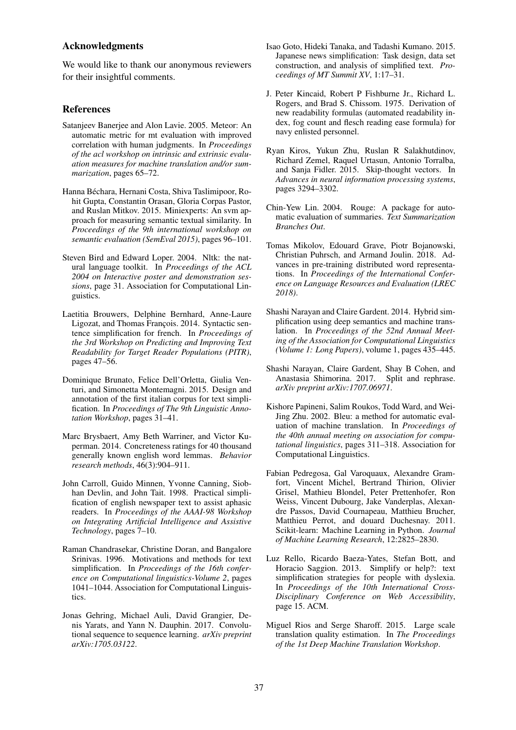## Acknowledgments

We would like to thank our anonymous reviewers for their insightful comments.

## References

Satanjeev Banerjee and Alon Lavie. 2005. Meteor: An automatic metric for mt evaluation with improved correlation with human judgments. In *Proceedings of the acl workshop on intrinsic and extrinsic evaluation measures for machine translation and/or summarization*, pages 65–72.

Hanna Béchara, Hernani Costa, Shiva Taslimipoor, Rohit Gupta, Constantin Orasan, Gloria Corpas Pastor, and Ruslan Mitkov. 2015. Miniexperts: An svm approach for measuring semantic textual similarity. In *Proceedings of the 9th international workshop on semantic evaluation (SemEval 2015)*, pages 96–101.

Steven Bird and Edward Loper. 2004. Nltk: the natural language toolkit. In *Proceedings of the ACL 2004 on Interactive poster and demonstration sessions*, page 31. Association for Computational Linguistics.

Laetitia Brouwers, Delphine Bernhard, Anne-Laure Ligozat, and Thomas François. 2014. Syntactic sentence simplification for french. In *Proceedings of the 3rd Workshop on Predicting and Improving Text Readability for Target Reader Populations (PITR)*, pages 47–56.

Dominique Brunato, Felice Dell'Orletta, Giulia Venturi, and Simonetta Montemagni. 2015. Design and annotation of the first italian corpus for text simplification. In *Proceedings of The 9th Linguistic Annotation Workshop*, pages 31–41.

Marc Brysbaert, Amy Beth Warriner, and Victor Kuperman. 2014. Concreteness ratings for 40 thousand generally known english word lemmas. *Behavior research methods*, 46(3):904–911.

John Carroll, Guido Minnen, Yvonne Canning, Siobhan Devlin, and John Tait. 1998. Practical simplification of english newspaper text to assist aphasic readers. In *Proceedings of the AAAI-98 Workshop on Integrating Artificial Intelligence and Assistive Technology*, pages 7–10.

Raman Chandrasekar, Christine Doran, and Bangalore Srinivas. 1996. Motivations and methods for text simplification. In *Proceedings of the 16th conference on Computational linguistics-Volume 2*, pages 1041–1044. Association for Computational Linguistics.

Jonas Gehring, Michael Auli, David Grangier, Denis Yarats, and Yann N. Dauphin. 2017. Convolutional sequence to sequence learning. *arXiv preprint arXiv:1705.03122*.

Isao Goto, Hideki Tanaka, and Tadashi Kumano. 2015. Japanese news simplification: Task design, data set construction, and analysis of simplified text. *Proceedings of MT Summit XV*, 1:17–31.

J. Peter Kincaid, Robert P Fishburne Jr., Richard L. Rogers, and Brad S. Chissom. 1975. Derivation of new readability formulas (automated readability index, fog count and flesch reading ease formula) for navy enlisted personnel.

Ryan Kiros, Yukun Zhu, Ruslan R Salakhutdinov, Richard Zemel, Raquel Urtasun, Antonio Torralba, and Sanja Fidler. 2015. Skip-thought vectors. In *Advances in neural information processing systems*, pages 3294–3302.

Chin-Yew Lin. 2004. Rouge: A package for automatic evaluation of summaries. *Text Summarization Branches Out*.

Tomas Mikolov, Edouard Grave, Piotr Bojanowski, Christian Puhrsch, and Armand Joulin. 2018. Advances in pre-training distributed word representations. In *Proceedings of the International Conference on Language Resources and Evaluation (LREC 2018)*.

Shashi Narayan and Claire Gardent. 2014. Hybrid simplification using deep semantics and machine translation. In *Proceedings of the 52nd Annual Meeting of the Association for Computational Linguistics (Volume 1: Long Papers)*, volume 1, pages 435–445.

Shashi Narayan, Claire Gardent, Shay B Cohen, and Anastasia Shimorina. 2017. Split and rephrase. *arXiv preprint arXiv:1707.06971*.

Kishore Papineni, Salim Roukos, Todd Ward, and Wei-Jing Zhu. 2002. Bleu: a method for automatic evaluation of machine translation. In *Proceedings of the 40th annual meeting on association for computational linguistics*, pages 311–318. Association for Computational Linguistics.

Fabian Pedregosa, Gal Varoquaux, Alexandre Gramfort, Vincent Michel, Bertrand Thirion, Olivier Grisel, Mathieu Blondel, Peter Prettenhofer, Ron Weiss, Vincent Dubourg, Jake Vanderplas, Alexandre Passos, David Cournapeau, Matthieu Brucher, Matthieu Perrot, and douard Duchesnay. 2011. Scikit-learn: Machine Learning in Python. *Journal of Machine Learning Research*, 12:2825–2830.

Luz Rello, Ricardo Baeza-Yates, Stefan Bott, and Horacio Saggion. 2013. Simplify or help?: text simplification strategies for people with dyslexia. In *Proceedings of the 10th International Cross-Disciplinary Conference on Web Accessibility*, page 15. ACM.

Miguel Rios and Serge Sharoff. 2015. Large scale translation quality estimation. In *The Proceedings of the 1st Deep Machine Translation Workshop*.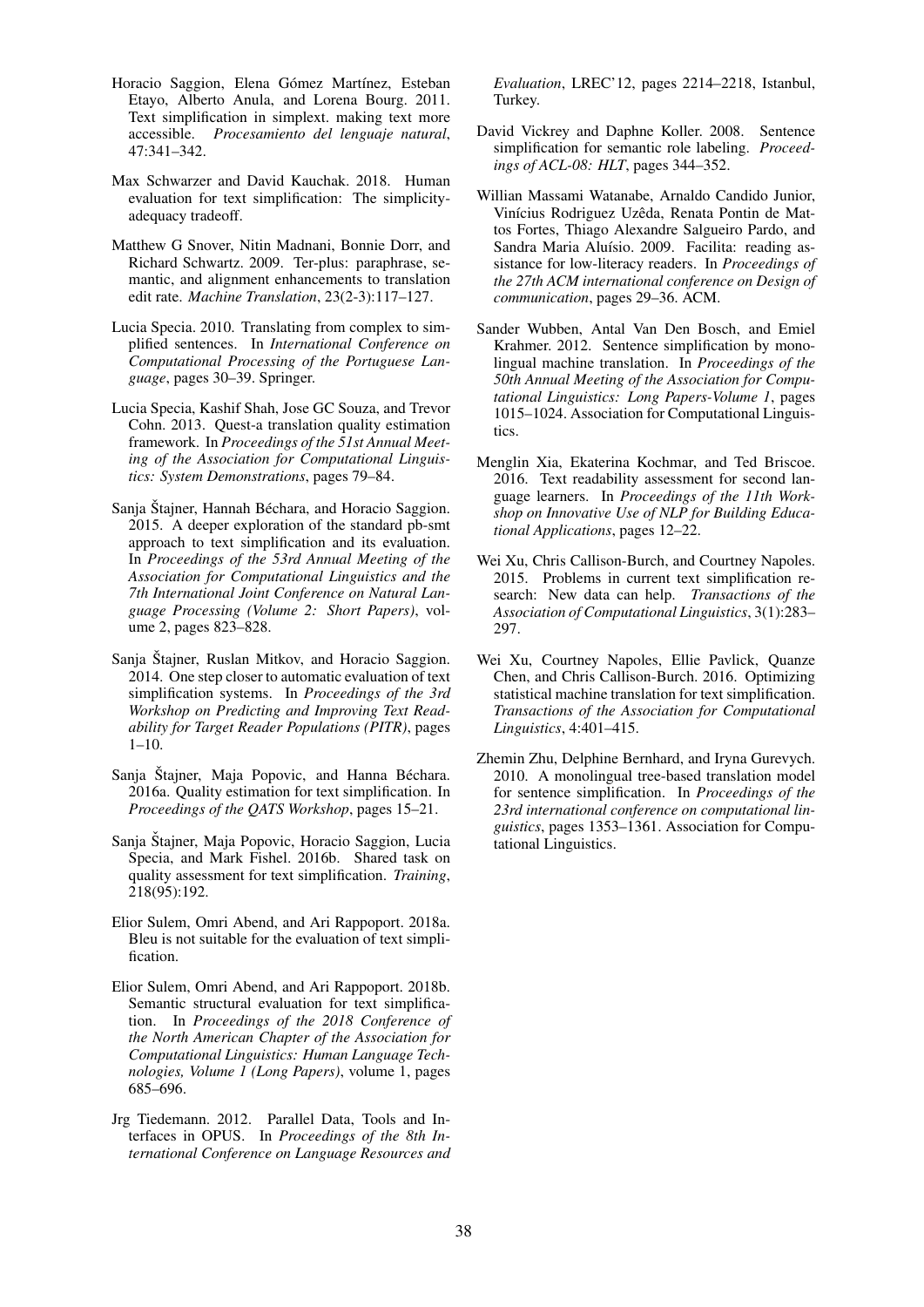Horacio Saggion, Elena Gómez Martínez, Esteban Etayo, Alberto Anula, and Lorena Bourg. 2011. Text simplification in simplext. making text more accessible. *Procesamiento del lenguaje natural*, 47:341–342.

Max Schwarzer and David Kauchak. 2018. Human evaluation for text simplification: The simplicity-adequacy tradeoff.

Matthew G Snover, Nitin Madnani, Bonnie Dorr, and Richard Schwartz. 2009. Ter-plus: paraphrase, semantic, and alignment enhancements to translation edit rate. *Machine Translation*, 23(2-3):117–127.

Lucia Specia. 2010. Translating from complex to simplified sentences. In *International Conference on Computational Processing of the Portuguese Language*, pages 30–39. Springer.

Lucia Specia, Kashif Shah, Jose GC Souza, and Trevor Cohn. 2013. Quest-a translation quality estimation framework. In *Proceedings of the 51st Annual Meeting of the Association for Computational Linguistics: System Demonstrations*, pages 79–84.

Sanja Štajner, Hannah Béchara, and Horacio Saggion. 2015. A deeper exploration of the standard pb-smt approach to text simplification and its evaluation. In *Proceedings of the 53rd Annual Meeting of the Association for Computational Linguistics and the 7th International Joint Conference on Natural Language Processing (Volume 2: Short Papers)*, volume 2, pages 823–828.

Sanja Štajner, Ruslan Mitkov, and Horacio Saggion. 2014. One step closer to automatic evaluation of text simplification systems. In *Proceedings of the 3rd Workshop on Predicting and Improving Text Readability for Target Reader Populations (PITR)*, pages 1–10.

Sanja Štajner, Maja Popovic, and Hanna Béchara. 2016a. Quality estimation for text simplification. In *Proceedings of the QATS Workshop*, pages 15–21.

Sanja Štajner, Maja Popovic, Horacio Saggion, Lucia Specia, and Mark Fishel. 2016b. Shared task on quality assessment for text simplification. *Training*, 218(95):192.

Elior Sulem, Omri Abend, and Ari Rappoport. 2018a. Bleu is not suitable for the evaluation of text simplification.

Elior Sulem, Omri Abend, and Ari Rappoport. 2018b. Semantic structural evaluation for text simplification. In *Proceedings of the 2018 Conference of the North American Chapter of the Association for Computational Linguistics: Human Language Technologies, Volume 1 (Long Papers)*, volume 1, pages 685–696.

Jrg Tiedemann. 2012. Parallel Data, Tools and Interfaces in OPUS. In *Proceedings of the 8th International Conference on Language Resources and Evaluation*, LREC'12, pages 2214–2218, Istanbul, Turkey.

David Vickrey and Daphne Koller. 2008. Sentence simplification for semantic role labeling. *Proceedings of ACL-08: HLT*, pages 344–352.

Willian Massami Watanabe, Arnaldo Candido Junior, Vinícius Rodriguez Uzêda, Renata Pontin de Mattos Fortes, Thiago Alexandre Salgueiro Pardo, and Sandra Maria Aluísio. 2009. Facilita: reading assistance for low-literacy readers. In *Proceedings of the 27th ACM international conference on Design of communication*, pages 29–36. ACM.

Sander Wubben, Antal Van Den Bosch, and Emiel Krahmer. 2012. Sentence simplification by monolingual machine translation. In *Proceedings of the 50th Annual Meeting of the Association for Computational Linguistics: Long Papers-Volume 1*, pages 1015–1024. Association for Computational Linguistics.

Menglin Xia, Ekaterina Kochmar, and Ted Briscoe. 2016. Text readability assessment for second language learners. In *Proceedings of the 11th Workshop on Innovative Use of NLP for Building Educational Applications*, pages 12–22.

Wei Xu, Chris Callison-Burch, and Courtney Napoles. 2015. Problems in current text simplification research: New data can help. *Transactions of the Association of Computational Linguistics*, 3(1):283–297.

Wei Xu, Courtney Napoles, Ellie Pavlick, Quanze Chen, and Chris Callison-Burch. 2016. Optimizing statistical machine translation for text simplification. *Transactions of the Association for Computational Linguistics*, 4:401–415.

Zhemin Zhu, Delphine Bernhard, and Iryna Gurevych. 2010. A monolingual tree-based translation model for sentence simplification. In *Proceedings of the 23rd international conference on computational linguistics*, pages 1353–1361. Association for Computational Linguistics.